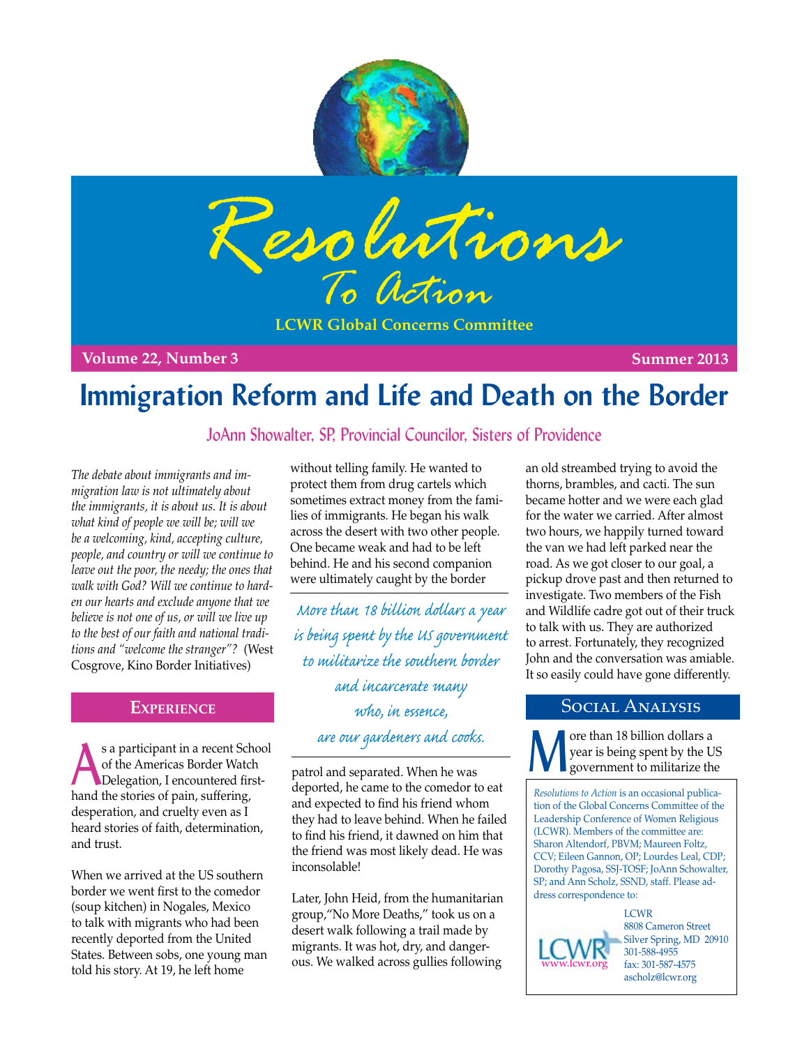# Resolutions To Action

**LCWR Global Concerns Committee**

**Volume 22, Number 3** | **Summer 2013**

# Immigration Reform and Life and Death on the Border

JoAnn Showalter, SP, Provincial Councilor, Sisters of Providence

*The debate about immigrants and immigration law is not ultimately about the immigrants, it is about us. It is about what kind of people we will be; will we be a welcoming, kind, accepting culture, people, and country or will we continue to leave out the poor, the needy; the ones that walk with God? Will we continue to harden our hearts and exclude anyone that we believe is not one of us, or will we live up to the best of our faith and national traditions and "welcome the stranger"?* (West Cosgrove, Kino Border Initiatives)

## Experience

As a participant in a recent School of the Americas Border Watch Delegation, I encountered first-hand the stories of pain, suffering, desperation, and cruelty even as I heard stories of faith, determination, and trust.

When we arrived at the US southern border we went first to the comedor (soup kitchen) in Nogales, Mexico to talk with migrants who had been recently deported from the United States. Between sobs, one young man told his story. At 19, he left home without telling family. He wanted to protect them from drug cartels which sometimes extract money from the families of immigrants. He began his walk across the desert with two other people. One became weak and had to be left behind. He and his second companion were ultimately caught by the border patrol and separated. When he was deported, he came to the comedor to eat and expected to find his friend whom they had to leave behind. When he failed to find his friend, it dawned on him that the friend was most likely dead. He was inconsolable!

> *More than 18 billion dollars a year is being spent by the US government to militarize the southern border and incarcerate many who, in essence, are our gardeners and cooks.*

Later, John Heid, from the humanitarian group, "No More Deaths," took us on a desert walk following a trail made by migrants. It was hot, dry, and dangerous. We walked across gullies following an old streambed trying to avoid the thorns, brambles, and cacti. The sun became hotter and we were each glad for the water we carried. After almost two hours, we happily turned toward the van we had left parked near the road. As we got closer to our goal, a pickup drove past and then returned to investigate. Two members of the Fish and Wildlife cadre got out of their truck to talk with us. They are authorized to arrest. Fortunately, they recognized John and the conversation was amiable. It so easily could have gone differently.

## Social Analysis

More than 18 billion dollars a year is being spent by the US government to militarize the

---

*Resolutions to Action* is an occasional publication of the Global Concerns Committee of the Leadership Conference of Women Religious (LCWR). Members of the committee are: Sharon Altendorf, PBVM; Maureen Foltz, CCV; Eileen Gannon, OP; Lourdes Leal, CDP; Dorothy Pagosa, SSJ-TOSF; JoAnn Schowalter, SP; and Ann Scholz, SSND, staff. Please address correspondence to:

LCWR
8808 Cameron Street
Silver Spring, MD 20910
301-588-4955
fax: 301-587-4575
ascholz@lcwr.org
www.lcwr.org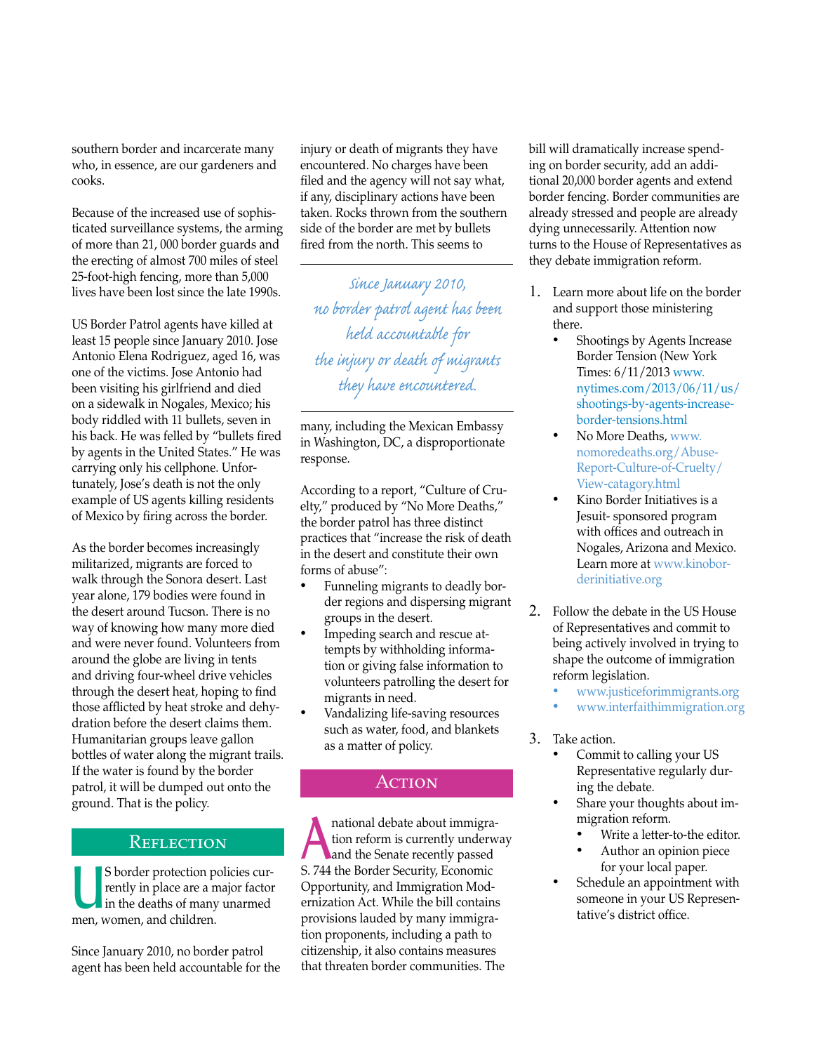southern border and incarcerate many who, in essence, are our gardeners and cooks.

Because of the increased use of sophisticated surveillance systems, the arming of more than 21, 000 border guards and the erecting of almost 700 miles of steel 25-foot-high fencing, more than 5,000 lives have been lost since the late 1990s.

US Border Patrol agents have killed at least 15 people since January 2010. Jose Antonio Elena Rodriguez, aged 16, was one of the victims. Jose Antonio had been visiting his girlfriend and died on a sidewalk in Nogales, Mexico; his body riddled with 11 bullets, seven in his back. He was felled by "bullets fired by agents in the United States." He was carrying only his cellphone. Unfortunately, Jose's death is not the only example of US agents killing residents of Mexico by firing across the border.

As the border becomes increasingly militarized, migrants are forced to walk through the Sonora desert. Last year alone, 179 bodies were found in the desert around Tucson. There is no way of knowing how many more died and were never found. Volunteers from around the globe are living in tents and driving four-wheel drive vehicles through the desert heat, hoping to find those afflicted by heat stroke and dehydration before the desert claims them. Humanitarian groups leave gallon bottles of water along the migrant trails. If the water is found by the border patrol, it will be dumped out onto the ground. That is the policy.

## Reflection

US border protection policies currently in place are a major factor in the deaths of many unarmed men, women, and children.

Since January 2010, no border patrol agent has been held accountable for the injury or death of migrants they have encountered. No charges have been filed and the agency will not say what, if any, disciplinary actions have been taken. Rocks thrown from the southern side of the border are met by bullets fired from the north. This seems to many, including the Mexican Embassy in Washington, DC, a disproportionate response.

> *Since January 2010, no border patrol agent has been held accountable for the injury or death of migrants they have encountered.*

According to a report, "Culture of Cruelty," produced by "No More Deaths," the border patrol has three distinct practices that "increase the risk of death in the desert and constitute their own forms of abuse":

- Funneling migrants to deadly border regions and dispersing migrant groups in the desert.
- Impeding search and rescue attempts by withholding information or giving false information to volunteers patrolling the desert for migrants in need.
- Vandalizing life-saving resources such as water, food, and blankets as a matter of policy.

## Action

A national debate about immigration reform is currently underway and the Senate recently passed S. 744 the Border Security, Economic Opportunity, and Immigration Modernization Act. While the bill contains provisions lauded by many immigration proponents, including a path to citizenship, it also contains measures that threaten border communities. The bill will dramatically increase spending on border security, add an additional 20,000 border agents and extend border fencing. Border communities are already stressed and people are already dying unnecessarily. Attention now turns to the House of Representatives as they debate immigration reform.

1. Learn more about life on the border and support those ministering there.
   - Shootings by Agents Increase Border Tension (New York Times: 6/11/2013 www.nytimes.com/2013/06/11/us/shootings-by-agents-increase-border-tensions.html
   - No More Deaths, www.nomoredeaths.org/Abuse-Report-Culture-of-Cruelty/View-catagory.html
   - Kino Border Initiatives is a Jesuit- sponsored program with offices and outreach in Nogales, Arizona and Mexico. Learn more at www.kinoborderinitiative.org
2. Follow the debate in the US House of Representatives and commit to being actively involved in trying to shape the outcome of immigration reform legislation.
   - www.justiceforimmigrants.org
   - www.interfaithimmigration.org
3. Take action.
   - Commit to calling your US Representative regularly during the debate.
   - Share your thoughts about immigration reform.
     - Write a letter-to-the editor.
     - Author an opinion piece for your local paper.
   - Schedule an appointment with someone in your US Representative's district office.